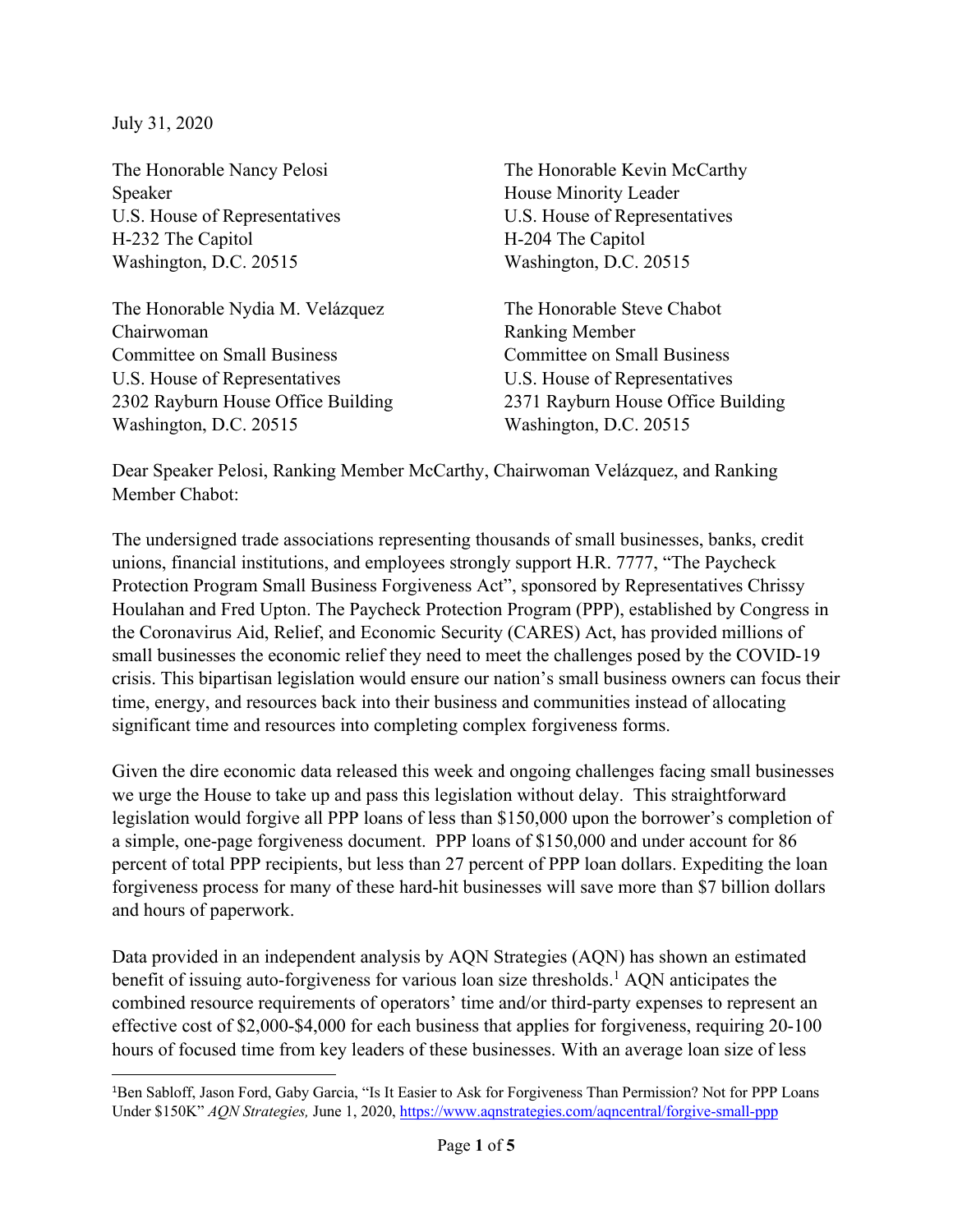July 31, 2020

The Honorable Nancy Pelosi
Speaker
U.S. House of Representatives
H-232 The Capitol
Washington, D.C. 20515

The Honorable Kevin McCarthy
House Minority Leader
U.S. House of Representatives
H-204 The Capitol
Washington, D.C. 20515

The Honorable Nydia M. Velázquez
Chairwoman
Committee on Small Business
U.S. House of Representatives
2302 Rayburn House Office Building
Washington, D.C. 20515

The Honorable Steve Chabot
Ranking Member
Committee on Small Business
U.S. House of Representatives
2371 Rayburn House Office Building
Washington, D.C. 20515

Dear Speaker Pelosi, Ranking Member McCarthy, Chairwoman Velázquez, and Ranking Member Chabot:

The undersigned trade associations representing thousands of small businesses, banks, credit unions, financial institutions, and employees strongly support H.R. 7777, "The Paycheck Protection Program Small Business Forgiveness Act", sponsored by Representatives Chrissy Houlahan and Fred Upton. The Paycheck Protection Program (PPP), established by Congress in the Coronavirus Aid, Relief, and Economic Security (CARES) Act, has provided millions of small businesses the economic relief they need to meet the challenges posed by the COVID-19 crisis. This bipartisan legislation would ensure our nation's small business owners can focus their time, energy, and resources back into their business and communities instead of allocating significant time and resources into completing complex forgiveness forms.

Given the dire economic data released this week and ongoing challenges facing small businesses we urge the House to take up and pass this legislation without delay. This straightforward legislation would forgive all PPP loans of less than $150,000 upon the borrower's completion of a simple, one-page forgiveness document. PPP loans of $150,000 and under account for 86 percent of total PPP recipients, but less than 27 percent of PPP loan dollars. Expediting the loan forgiveness process for many of these hard-hit businesses will save more than $7 billion dollars and hours of paperwork.

Data provided in an independent analysis by AQN Strategies (AQN) has shown an estimated benefit of issuing auto-forgiveness for various loan size thresholds.[1] AQN anticipates the combined resource requirements of operators' time and/or third-party expenses to represent an effective cost of $2,000-$4,000 for each business that applies for forgiveness, requiring 20-100 hours of focused time from key leaders of these businesses. With an average loan size of less

[1] Ben Sabloff, Jason Ford, Gaby Garcia, "Is It Easier to Ask for Forgiveness Than Permission? Not for PPP Loans Under $150K" *AQN Strategies,* June 1, 2020, https://www.aqnstrategies.com/aqncentral/forgive-small-ppp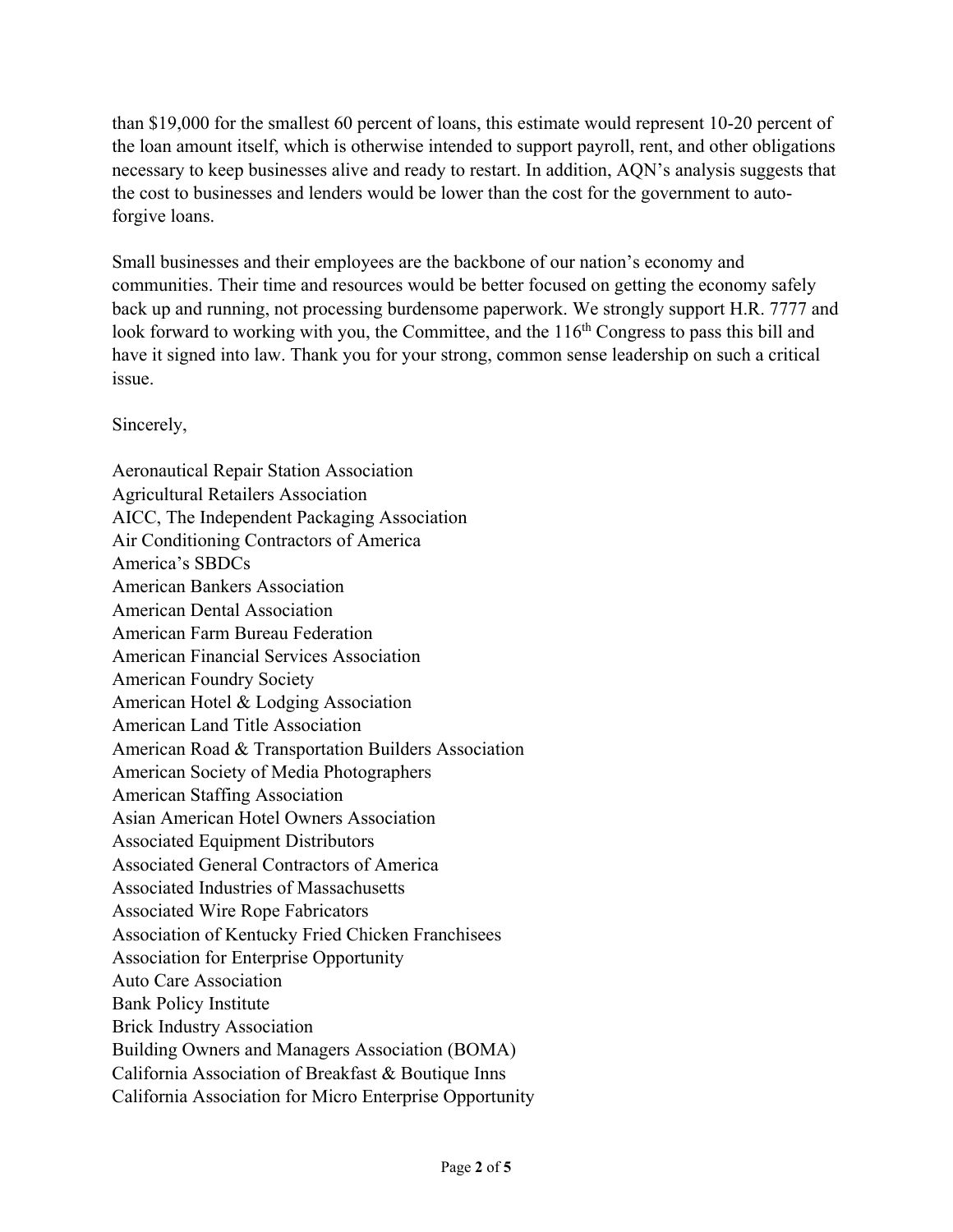than $19,000 for the smallest 60 percent of loans, this estimate would represent 10-20 percent of the loan amount itself, which is otherwise intended to support payroll, rent, and other obligations necessary to keep businesses alive and ready to restart. In addition, AQN's analysis suggests that the cost to businesses and lenders would be lower than the cost for the government to auto-forgive loans.

Small businesses and their employees are the backbone of our nation's economy and communities. Their time and resources would be better focused on getting the economy safely back up and running, not processing burdensome paperwork. We strongly support H.R. 7777 and look forward to working with you, the Committee, and the 116th Congress to pass this bill and have it signed into law. Thank you for your strong, common sense leadership on such a critical issue.

Sincerely,

Aeronautical Repair Station Association
Agricultural Retailers Association
AICC, The Independent Packaging Association
Air Conditioning Contractors of America
America's SBDCs
American Bankers Association
American Dental Association
American Farm Bureau Federation
American Financial Services Association
American Foundry Society
American Hotel & Lodging Association
American Land Title Association
American Road & Transportation Builders Association
American Society of Media Photographers
American Staffing Association
Asian American Hotel Owners Association
Associated Equipment Distributors
Associated General Contractors of America
Associated Industries of Massachusetts
Associated Wire Rope Fabricators
Association of Kentucky Fried Chicken Franchisees
Association for Enterprise Opportunity
Auto Care Association
Bank Policy Institute
Brick Industry Association
Building Owners and Managers Association (BOMA)
California Association of Breakfast & Boutique Inns
California Association for Micro Enterprise Opportunity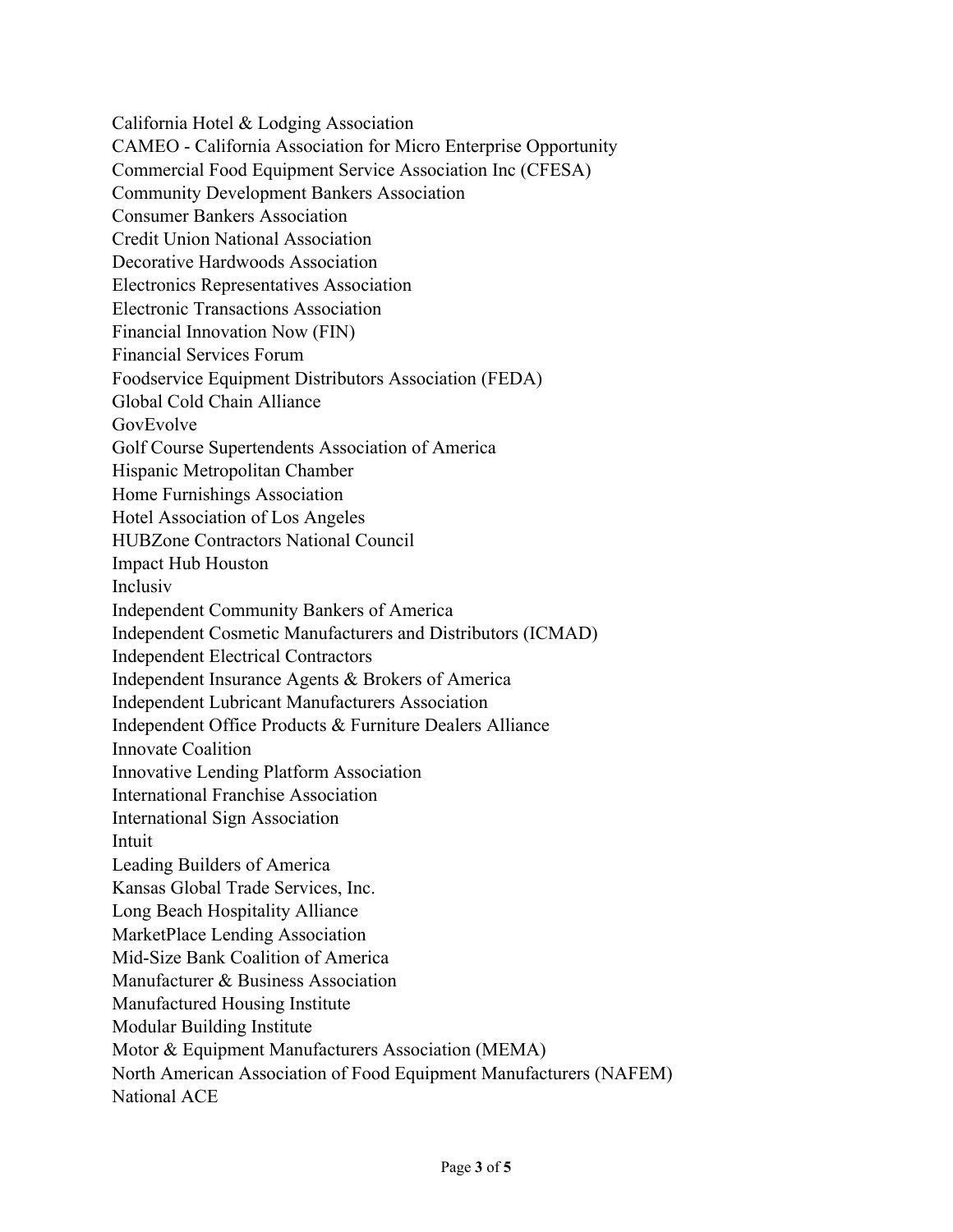California Hotel & Lodging Association
CAMEO - California Association for Micro Enterprise Opportunity
Commercial Food Equipment Service Association Inc (CFESA)
Community Development Bankers Association
Consumer Bankers Association
Credit Union National Association
Decorative Hardwoods Association
Electronics Representatives Association
Electronic Transactions Association
Financial Innovation Now (FIN)
Financial Services Forum
Foodservice Equipment Distributors Association (FEDA)
Global Cold Chain Alliance
GovEvolve
Golf Course Supertendents Association of America
Hispanic Metropolitan Chamber
Home Furnishings Association
Hotel Association of Los Angeles
HUBZone Contractors National Council
Impact Hub Houston
Inclusiv
Independent Community Bankers of America
Independent Cosmetic Manufacturers and Distributors (ICMAD)
Independent Electrical Contractors
Independent Insurance Agents & Brokers of America
Independent Lubricant Manufacturers Association
Independent Office Products & Furniture Dealers Alliance
Innovate Coalition
Innovative Lending Platform Association
International Franchise Association
International Sign Association
Intuit
Leading Builders of America
Kansas Global Trade Services, Inc.
Long Beach Hospitality Alliance
MarketPlace Lending Association
Mid-Size Bank Coalition of America
Manufacturer & Business Association
Manufactured Housing Institute
Modular Building Institute
Motor & Equipment Manufacturers Association (MEMA)
North American Association of Food Equipment Manufacturers (NAFEM)
National ACE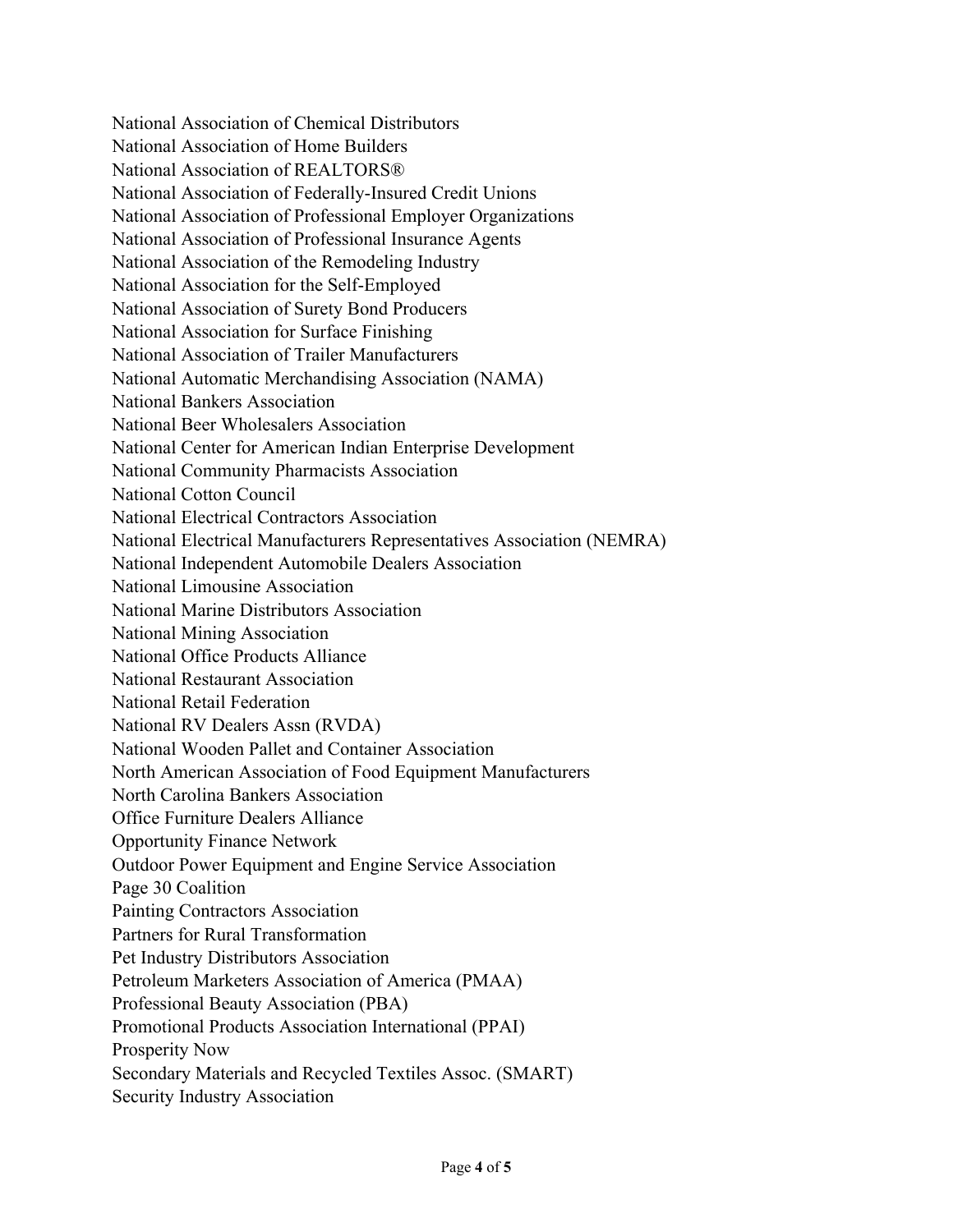National Association of Chemical Distributors
National Association of Home Builders
National Association of REALTORS®
National Association of Federally-Insured Credit Unions
National Association of Professional Employer Organizations
National Association of Professional Insurance Agents
National Association of the Remodeling Industry
National Association for the Self-Employed
National Association of Surety Bond Producers
National Association for Surface Finishing
National Association of Trailer Manufacturers
National Automatic Merchandising Association (NAMA)
National Bankers Association
National Beer Wholesalers Association
National Center for American Indian Enterprise Development
National Community Pharmacists Association
National Cotton Council
National Electrical Contractors Association
National Electrical Manufacturers Representatives Association (NEMRA)
National Independent Automobile Dealers Association
National Limousine Association
National Marine Distributors Association
National Mining Association
National Office Products Alliance
National Restaurant Association
National Retail Federation
National RV Dealers Assn (RVDA)
National Wooden Pallet and Container Association
North American Association of Food Equipment Manufacturers
North Carolina Bankers Association
Office Furniture Dealers Alliance
Opportunity Finance Network
Outdoor Power Equipment and Engine Service Association
Page 30 Coalition
Painting Contractors Association
Partners for Rural Transformation
Pet Industry Distributors Association
Petroleum Marketers Association of America (PMAA)
Professional Beauty Association (PBA)
Promotional Products Association International (PPAI)
Prosperity Now
Secondary Materials and Recycled Textiles Assoc. (SMART)
Security Industry Association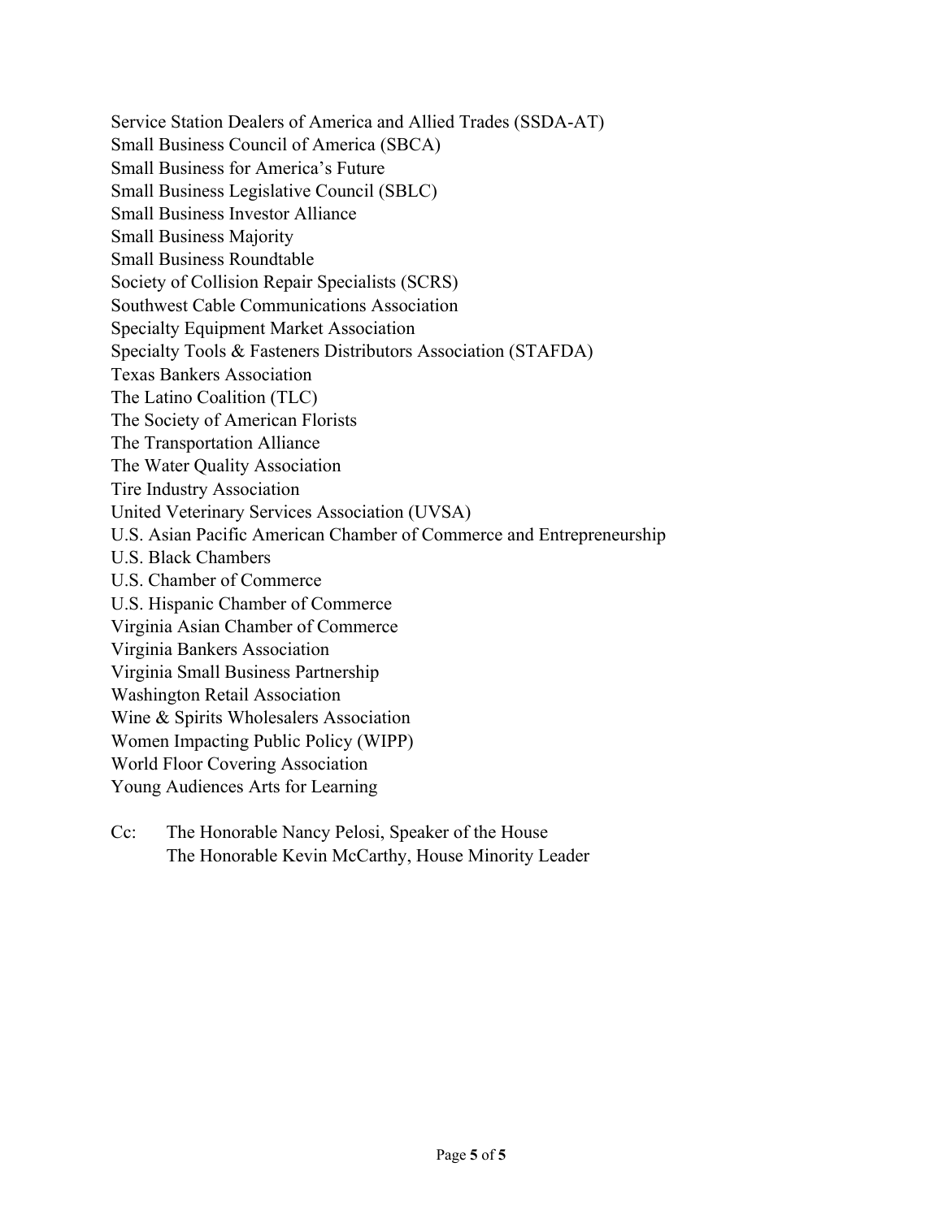Service Station Dealers of America and Allied Trades (SSDA-AT)
Small Business Council of America (SBCA)
Small Business for America's Future
Small Business Legislative Council (SBLC)
Small Business Investor Alliance
Small Business Majority
Small Business Roundtable
Society of Collision Repair Specialists (SCRS)
Southwest Cable Communications Association
Specialty Equipment Market Association
Specialty Tools & Fasteners Distributors Association (STAFDA)
Texas Bankers Association
The Latino Coalition (TLC)
The Society of American Florists
The Transportation Alliance
The Water Quality Association
Tire Industry Association
United Veterinary Services Association (UVSA)
U.S. Asian Pacific American Chamber of Commerce and Entrepreneurship
U.S. Black Chambers
U.S. Chamber of Commerce
U.S. Hispanic Chamber of Commerce
Virginia Asian Chamber of Commerce
Virginia Bankers Association
Virginia Small Business Partnership
Washington Retail Association
Wine & Spirits Wholesalers Association
Women Impacting Public Policy (WIPP)
World Floor Covering Association
Young Audiences Arts for Learning

Cc: The Honorable Nancy Pelosi, Speaker of the House
The Honorable Kevin McCarthy, House Minority Leader